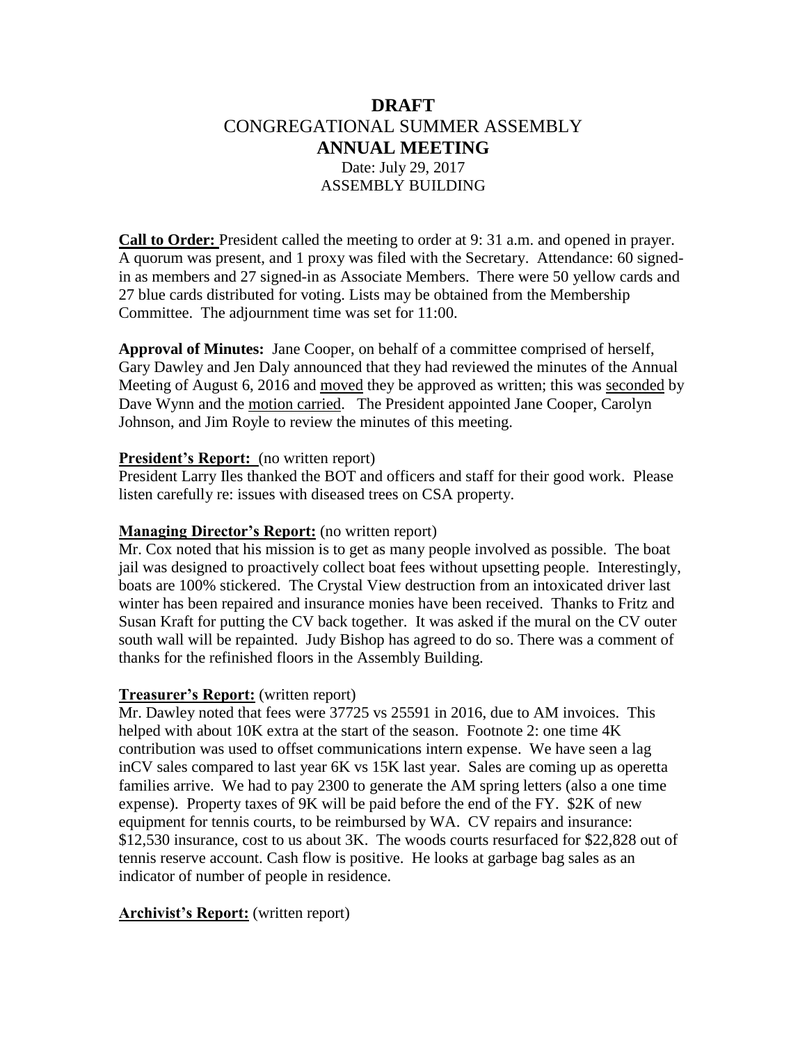# DRAFT

## CONGREGATIONAL SUMMER ASSEMBLY

## ANNUAL MEETING

Date: July 29, 2017

ASSEMBLY BUILDING

**Call to Order:** President called the meeting to order at 9: 31 a.m. and opened in prayer. A quorum was present, and 1 proxy was filed with the Secretary. Attendance: 60 signed-in as members and 27 signed-in as Associate Members. There were 50 yellow cards and 27 blue cards distributed for voting. Lists may be obtained from the Membership Committee. The adjournment time was set for 11:00.

**Approval of Minutes:** Jane Cooper, on behalf of a committee comprised of herself, Gary Dawley and Jen Daly announced that they had reviewed the minutes of the Annual Meeting of August 6, 2016 and moved they be approved as written; this was seconded by Dave Wynn and the motion carried. The President appointed Jane Cooper, Carolyn Johnson, and Jim Royle to review the minutes of this meeting.

**President's Report:** (no written report)

President Larry Iles thanked the BOT and officers and staff for their good work. Please listen carefully re: issues with diseased trees on CSA property.

**Managing Director's Report:** (no written report)

Mr. Cox noted that his mission is to get as many people involved as possible. The boat jail was designed to proactively collect boat fees without upsetting people. Interestingly, boats are 100% stickered. The Crystal View destruction from an intoxicated driver last winter has been repaired and insurance monies have been received. Thanks to Fritz and Susan Kraft for putting the CV back together. It was asked if the mural on the CV outer south wall will be repainted. Judy Bishop has agreed to do so. There was a comment of thanks for the refinished floors in the Assembly Building.

**Treasurer's Report:** (written report)

Mr. Dawley noted that fees were 37725 vs 25591 in 2016, due to AM invoices. This helped with about 10K extra at the start of the season. Footnote 2: one time 4K contribution was used to offset communications intern expense. We have seen a lag inCV sales compared to last year 6K vs 15K last year. Sales are coming up as operetta families arrive. We had to pay 2300 to generate the AM spring letters (also a one time expense). Property taxes of 9K will be paid before the end of the FY. $2K of new equipment for tennis courts, to be reimbursed by WA. CV repairs and insurance: $12,530 insurance, cost to us about 3K. The woods courts resurfaced for $22,828 out of tennis reserve account. Cash flow is positive. He looks at garbage bag sales as an indicator of number of people in residence.

**Archivist's Report:** (written report)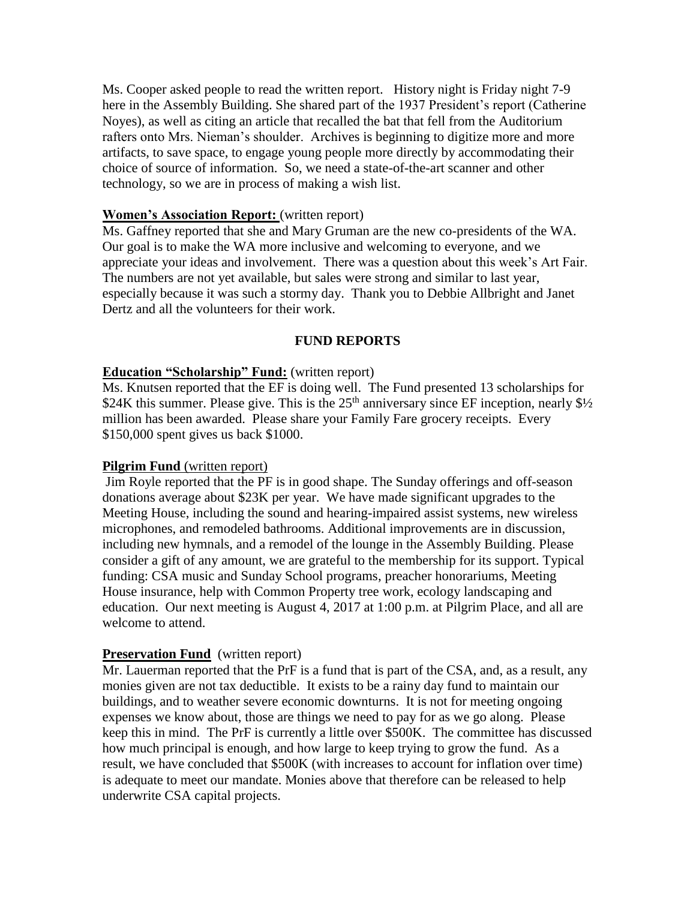Ms. Cooper asked people to read the written report. History night is Friday night 7-9 here in the Assembly Building. She shared part of the 1937 President's report (Catherine Noyes), as well as citing an article that recalled the bat that fell from the Auditorium rafters onto Mrs. Nieman's shoulder. Archives is beginning to digitize more and more artifacts, to save space, to engage young people more directly by accommodating their choice of source of information. So, we need a state-of-the-art scanner and other technology, so we are in process of making a wish list.

**Women's Association Report:** (written report)
Ms. Gaffney reported that she and Mary Gruman are the new co-presidents of the WA. Our goal is to make the WA more inclusive and welcoming to everyone, and we appreciate your ideas and involvement. There was a question about this week's Art Fair. The numbers are not yet available, but sales were strong and similar to last year, especially because it was such a stormy day. Thank you to Debbie Allbright and Janet Dertz and all the volunteers for their work.

## FUND REPORTS

**Education "Scholarship" Fund:** (written report)
Ms. Knutsen reported that the EF is doing well. The Fund presented 13 scholarships for \$24K this summer. Please give. This is the 25th anniversary since EF inception, nearly \$½ million has been awarded. Please share your Family Fare grocery receipts. Every \$150,000 spent gives us back \$1000.

**Pilgrim Fund** (written report)
Jim Royle reported that the PF is in good shape. The Sunday offerings and off-season donations average about \$23K per year. We have made significant upgrades to the Meeting House, including the sound and hearing-impaired assist systems, new wireless microphones, and remodeled bathrooms. Additional improvements are in discussion, including new hymnals, and a remodel of the lounge in the Assembly Building. Please consider a gift of any amount, we are grateful to the membership for its support. Typical funding: CSA music and Sunday School programs, preacher honorariums, Meeting House insurance, help with Common Property tree work, ecology landscaping and education. Our next meeting is August 4, 2017 at 1:00 p.m. at Pilgrim Place, and all are welcome to attend.

**Preservation Fund** (written report)
Mr. Lauerman reported that the PrF is a fund that is part of the CSA, and, as a result, any monies given are not tax deductible. It exists to be a rainy day fund to maintain our buildings, and to weather severe economic downturns. It is not for meeting ongoing expenses we know about, those are things we need to pay for as we go along. Please keep this in mind. The PrF is currently a little over \$500K. The committee has discussed how much principal is enough, and how large to keep trying to grow the fund. As a result, we have concluded that \$500K (with increases to account for inflation over time) is adequate to meet our mandate. Monies above that therefore can be released to help underwrite CSA capital projects.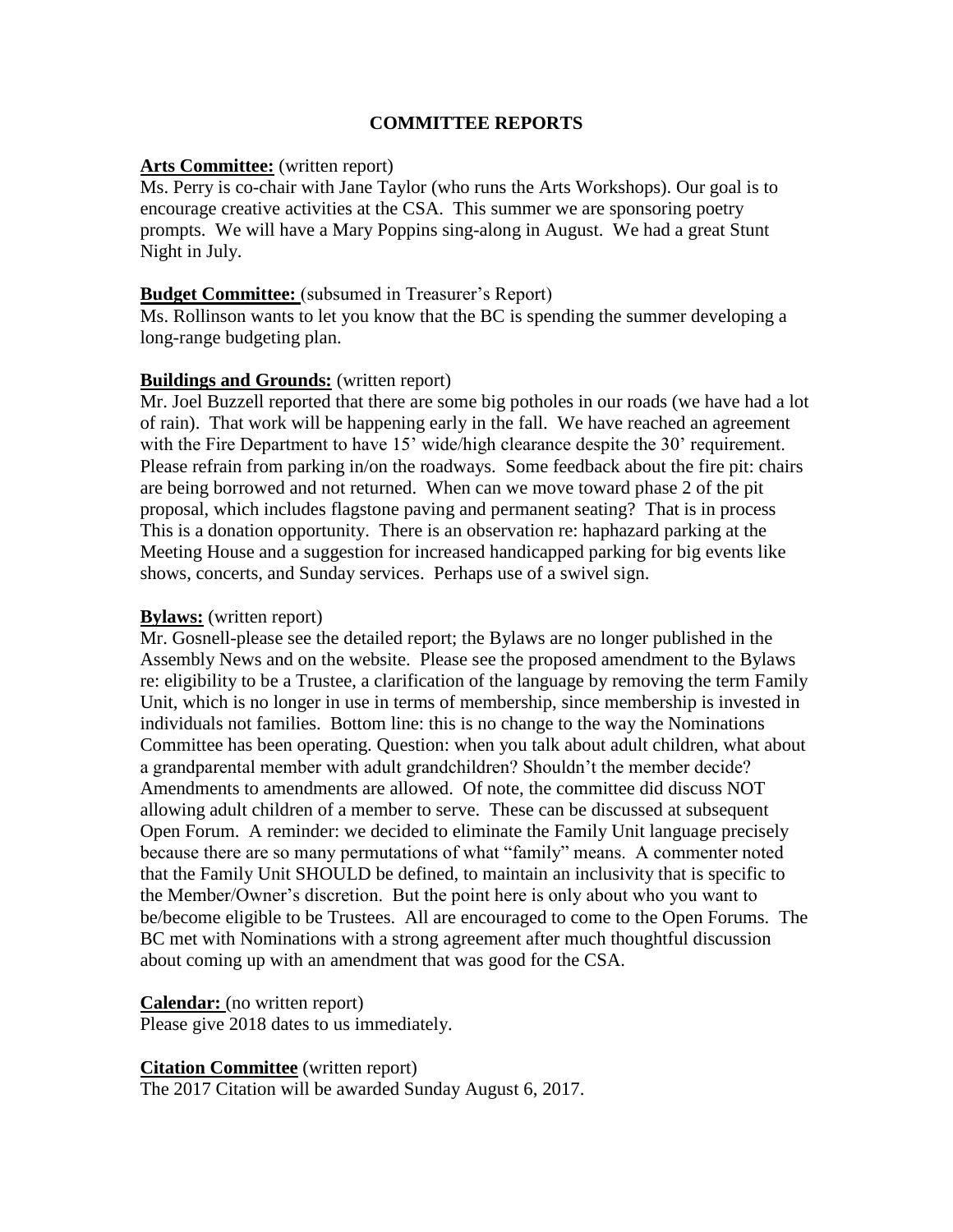## COMMITTEE REPORTS

**Arts Committee:** (written report)
Ms. Perry is co-chair with Jane Taylor (who runs the Arts Workshops). Our goal is to encourage creative activities at the CSA. This summer we are sponsoring poetry prompts. We will have a Mary Poppins sing-along in August. We had a great Stunt Night in July.

**Budget Committee:** (subsumed in Treasurer's Report)
Ms. Rollinson wants to let you know that the BC is spending the summer developing a long-range budgeting plan.

**Buildings and Grounds:** (written report)
Mr. Joel Buzzell reported that there are some big potholes in our roads (we have had a lot of rain). That work will be happening early in the fall. We have reached an agreement with the Fire Department to have 15' wide/high clearance despite the 30' requirement. Please refrain from parking in/on the roadways. Some feedback about the fire pit: chairs are being borrowed and not returned. When can we move toward phase 2 of the pit proposal, which includes flagstone paving and permanent seating? That is in process This is a donation opportunity. There is an observation re: haphazard parking at the Meeting House and a suggestion for increased handicapped parking for big events like shows, concerts, and Sunday services. Perhaps use of a swivel sign.

**Bylaws:** (written report)
Mr. Gosnell-please see the detailed report; the Bylaws are no longer published in the Assembly News and on the website. Please see the proposed amendment to the Bylaws re: eligibility to be a Trustee, a clarification of the language by removing the term Family Unit, which is no longer in use in terms of membership, since membership is invested in individuals not families. Bottom line: this is no change to the way the Nominations Committee has been operating. Question: when you talk about adult children, what about a grandparental member with adult grandchildren? Shouldn't the member decide? Amendments to amendments are allowed. Of note, the committee did discuss NOT allowing adult children of a member to serve. These can be discussed at subsequent Open Forum. A reminder: we decided to eliminate the Family Unit language precisely because there are so many permutations of what "family" means. A commenter noted that the Family Unit SHOULD be defined, to maintain an inclusivity that is specific to the Member/Owner's discretion. But the point here is only about who you want to be/become eligible to be Trustees. All are encouraged to come to the Open Forums. The BC met with Nominations with a strong agreement after much thoughtful discussion about coming up with an amendment that was good for the CSA.

**Calendar:** (no written report)
Please give 2018 dates to us immediately.

**Citation Committee** (written report)
The 2017 Citation will be awarded Sunday August 6, 2017.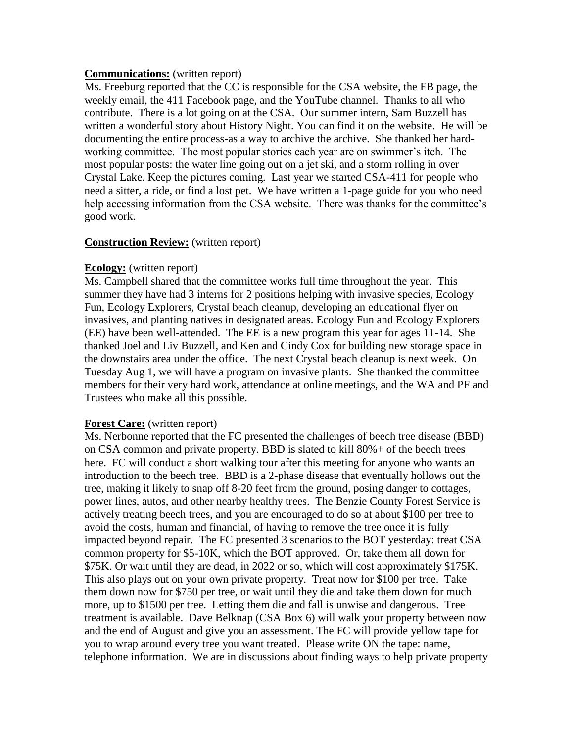**Communications:** (written report)

Ms. Freeburg reported that the CC is responsible for the CSA website, the FB page, the weekly email, the 411 Facebook page, and the YouTube channel. Thanks to all who contribute. There is a lot going on at the CSA. Our summer intern, Sam Buzzell has written a wonderful story about History Night. You can find it on the website. He will be documenting the entire process-as a way to archive the archive. She thanked her hard-working committee. The most popular stories each year are on swimmer's itch. The most popular posts: the water line going out on a jet ski, and a storm rolling in over Crystal Lake. Keep the pictures coming. Last year we started CSA-411 for people who need a sitter, a ride, or find a lost pet. We have written a 1-page guide for you who need help accessing information from the CSA website. There was thanks for the committee's good work.

**Construction Review:** (written report)

**Ecology:** (written report)

Ms. Campbell shared that the committee works full time throughout the year. This summer they have had 3 interns for 2 positions helping with invasive species, Ecology Fun, Ecology Explorers, Crystal beach cleanup, developing an educational flyer on invasives, and planting natives in designated areas. Ecology Fun and Ecology Explorers (EE) have been well-attended. The EE is a new program this year for ages 11-14. She thanked Joel and Liv Buzzell, and Ken and Cindy Cox for building new storage space in the downstairs area under the office. The next Crystal beach cleanup is next week. On Tuesday Aug 1, we will have a program on invasive plants. She thanked the committee members for their very hard work, attendance at online meetings, and the WA and PF and Trustees who make all this possible.

**Forest Care:** (written report)

Ms. Nerbonne reported that the FC presented the challenges of beech tree disease (BBD) on CSA common and private property. BBD is slated to kill 80%+ of the beech trees here. FC will conduct a short walking tour after this meeting for anyone who wants an introduction to the beech tree. BBD is a 2-phase disease that eventually hollows out the tree, making it likely to snap off 8-20 feet from the ground, posing danger to cottages, power lines, autos, and other nearby healthy trees. The Benzie County Forest Service is actively treating beech trees, and you are encouraged to do so at about $100 per tree to avoid the costs, human and financial, of having to remove the tree once it is fully impacted beyond repair. The FC presented 3 scenarios to the BOT yesterday: treat CSA common property for $5-10K, which the BOT approved. Or, take them all down for $75K. Or wait until they are dead, in 2022 or so, which will cost approximately $175K. This also plays out on your own private property. Treat now for $100 per tree. Take them down now for $750 per tree, or wait until they die and take them down for much more, up to $1500 per tree. Letting them die and fall is unwise and dangerous. Tree treatment is available. Dave Belknap (CSA Box 6) will walk your property between now and the end of August and give you an assessment. The FC will provide yellow tape for you to wrap around every tree you want treated. Please write ON the tape: name, telephone information. We are in discussions about finding ways to help private property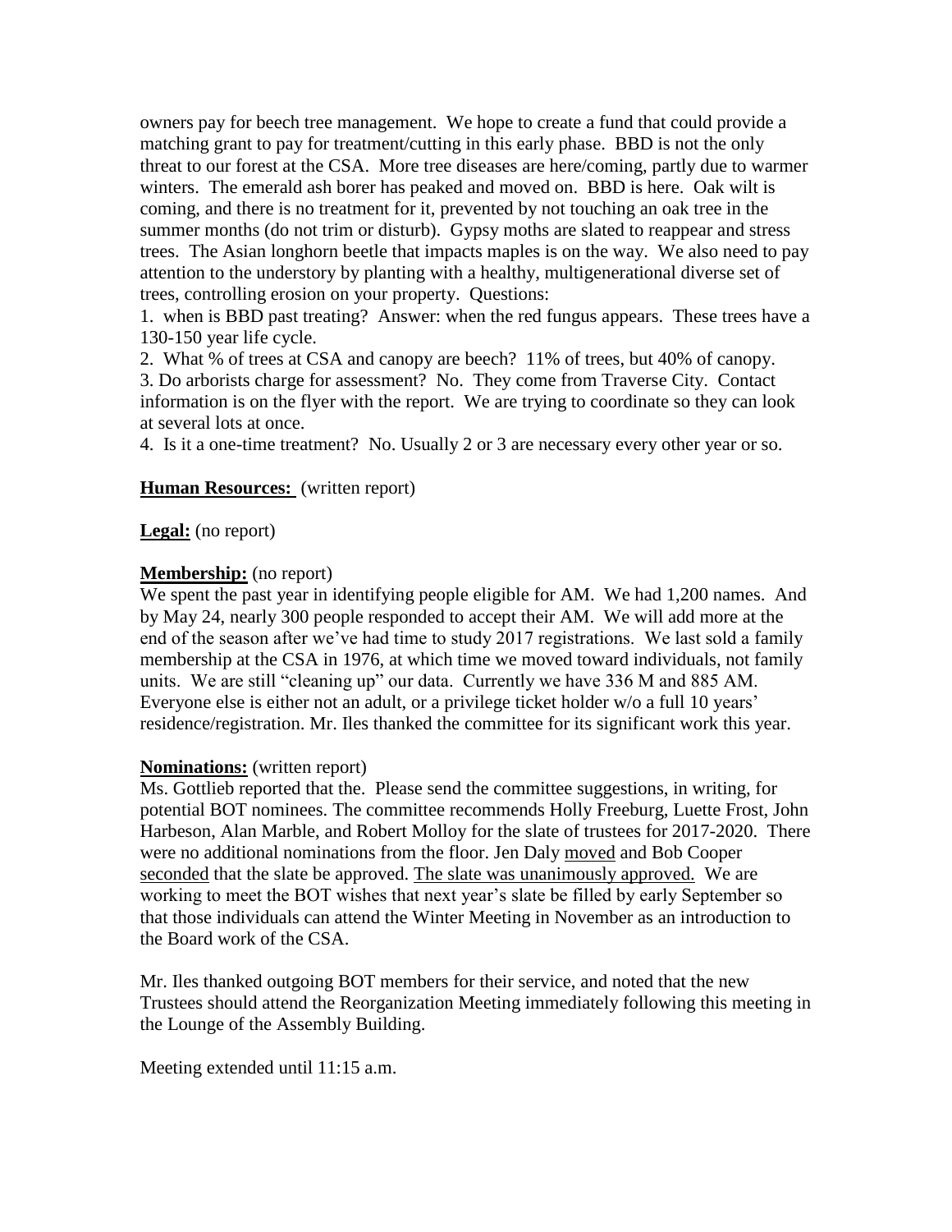owners pay for beech tree management. We hope to create a fund that could provide a matching grant to pay for treatment/cutting in this early phase. BBD is not the only threat to our forest at the CSA. More tree diseases are here/coming, partly due to warmer winters. The emerald ash borer has peaked and moved on. BBD is here. Oak wilt is coming, and there is no treatment for it, prevented by not touching an oak tree in the summer months (do not trim or disturb). Gypsy moths are slated to reappear and stress trees. The Asian longhorn beetle that impacts maples is on the way. We also need to pay attention to the understory by planting with a healthy, multigenerational diverse set of trees, controlling erosion on your property. Questions:

1. when is BBD past treating? Answer: when the red fungus appears. These trees have a 130-150 year life cycle.
2. What % of trees at CSA and canopy are beech? 11% of trees, but 40% of canopy.
3. Do arborists charge for assessment? No. They come from Traverse City. Contact information is on the flyer with the report. We are trying to coordinate so they can look at several lots at once.
4. Is it a one-time treatment? No. Usually 2 or 3 are necessary every other year or so.

**Human Resources:** (written report)

**Legal:** (no report)

**Membership:** (no report)
We spent the past year in identifying people eligible for AM. We had 1,200 names. And by May 24, nearly 300 people responded to accept their AM. We will add more at the end of the season after we've had time to study 2017 registrations. We last sold a family membership at the CSA in 1976, at which time we moved toward individuals, not family units. We are still "cleaning up" our data. Currently we have 336 M and 885 AM. Everyone else is either not an adult, or a privilege ticket holder w/o a full 10 years' residence/registration. Mr. Iles thanked the committee for its significant work this year.

**Nominations:** (written report)
Ms. Gottlieb reported that the. Please send the committee suggestions, in writing, for potential BOT nominees. The committee recommends Holly Freeburg, Luette Frost, John Harbeson, Alan Marble, and Robert Molloy for the slate of trustees for 2017-2020. There were no additional nominations from the floor. Jen Daly <u>moved</u> and Bob Cooper <u>seconded</u> that the slate be approved. <u>The slate was unanimously approved.</u> We are working to meet the BOT wishes that next year's slate be filled by early September so that those individuals can attend the Winter Meeting in November as an introduction to the Board work of the CSA.

Mr. Iles thanked outgoing BOT members for their service, and noted that the new Trustees should attend the Reorganization Meeting immediately following this meeting in the Lounge of the Assembly Building.

Meeting extended until 11:15 a.m.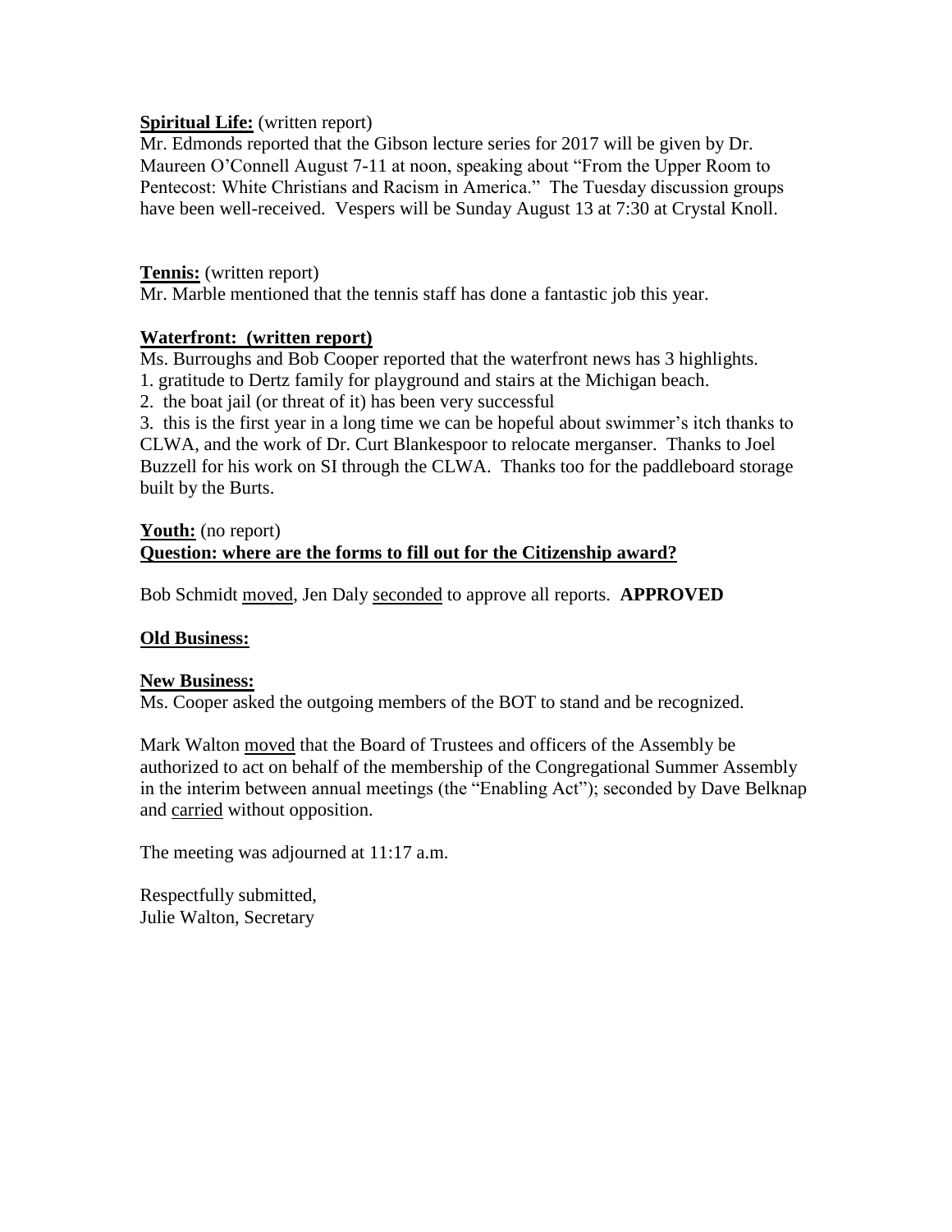**Spiritual Life:** (written report)
Mr. Edmonds reported that the Gibson lecture series for 2017 will be given by Dr. Maureen O'Connell August 7-11 at noon, speaking about "From the Upper Room to Pentecost: White Christians and Racism in America." The Tuesday discussion groups have been well-received. Vespers will be Sunday August 13 at 7:30 at Crystal Knoll.

**Tennis:** (written report)
Mr. Marble mentioned that the tennis staff has done a fantastic job this year.

**Waterfront: (written report)**
Ms. Burroughs and Bob Cooper reported that the waterfront news has 3 highlights.
1. gratitude to Dertz family for playground and stairs at the Michigan beach.
2. the boat jail (or threat of it) has been very successful
3. this is the first year in a long time we can be hopeful about swimmer's itch thanks to CLWA, and the work of Dr. Curt Blankespoor to relocate merganser. Thanks to Joel Buzzell for his work on SI through the CLWA. Thanks too for the paddleboard storage built by the Burts.

**Youth:** (no report)
**Question: where are the forms to fill out for the Citizenship award?**

Bob Schmidt moved, Jen Daly seconded to approve all reports. **APPROVED**

**Old Business:**

**New Business:**
Ms. Cooper asked the outgoing members of the BOT to stand and be recognized.

Mark Walton moved that the Board of Trustees and officers of the Assembly be authorized to act on behalf of the membership of the Congregational Summer Assembly in the interim between annual meetings (the "Enabling Act"); seconded by Dave Belknap and carried without opposition.

The meeting was adjourned at 11:17 a.m.

Respectfully submitted,
Julie Walton, Secretary